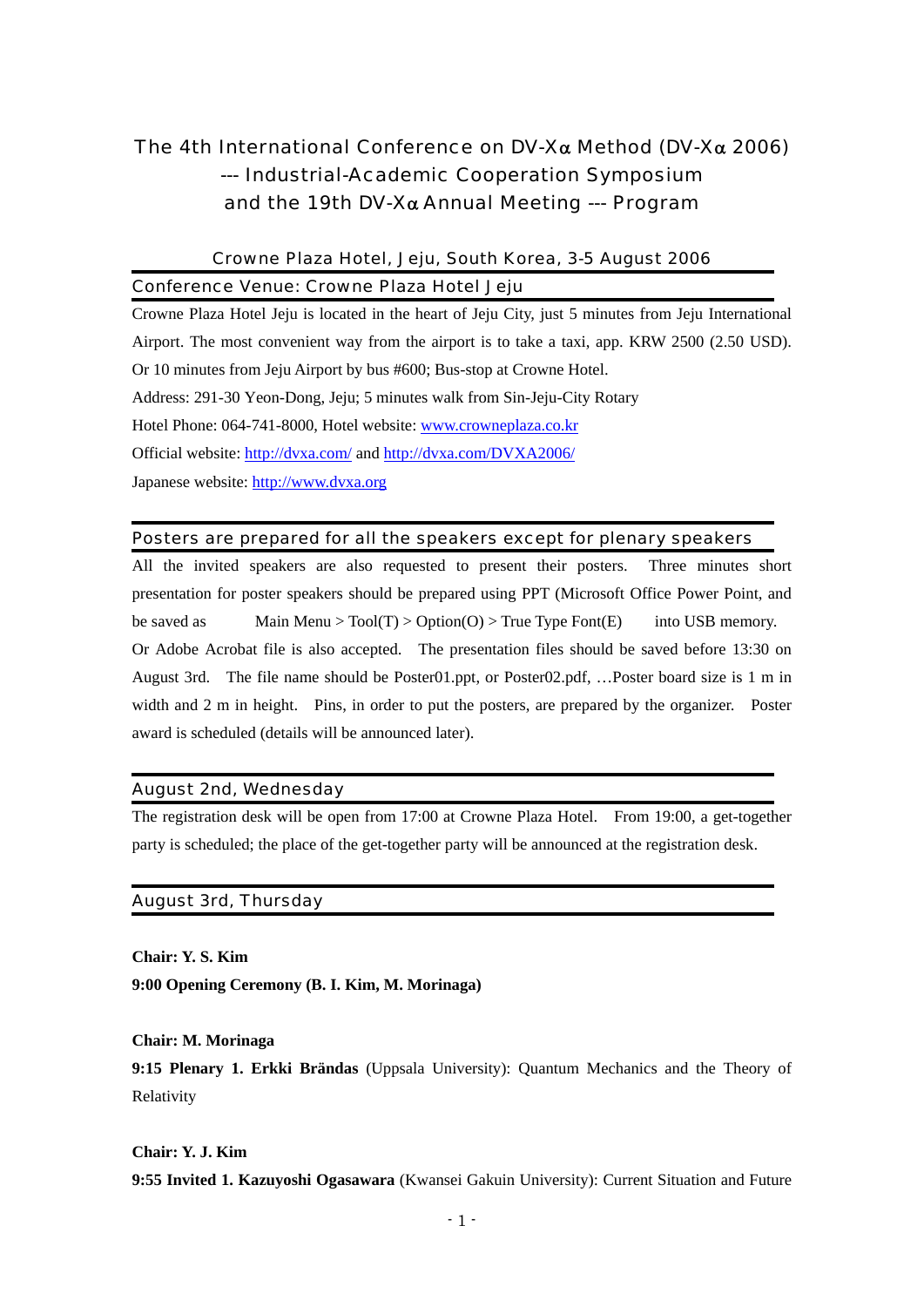# The 4th International Conference on DV-Xα Method (DV-Xα 2006) --- Industrial-Academic Cooperation Symposium and the 19th DV-Xα Annual Meeting --- Program

### Crowne Plaza Hotel, Jeju, South Korea, 3-5 August 2006

## Conference Venue: Crowne Plaza Hotel Jeju

Crowne Plaza Hotel Jeju is located in the heart of Jeju City, just 5 minutes from Jeju International Airport. The most convenient way from the airport is to take a taxi, app. KRW 2500 (2.50 USD). Or 10 minutes from Jeju Airport by bus #600; Bus-stop at Crowne Hotel.

Address: 291-30 Yeon-Dong, Jeju; 5 minutes walk from Sin-Jeju-City Rotary

Hotel Phone: 064-741-8000, Hotel website: www.crowneplaza.co.kr

Official website: http://dvxa.com/ and http://dvxa.com/DVXA2006/

Japanese website: http://www.dvxa.org

## Posters are prepared for all the speakers except for plenary speakers

All the invited speakers are also requested to present their posters. Three minutes short presentation for poster speakers should be prepared using PPT (Microsoft Office Power Point, and be saved as Main Menu > Tool(T) > Option(O) > True Type Font(E) into USB memory. Or Adobe Acrobat file is also accepted. The presentation files should be saved before 13:30 on August 3rd. The file name should be Poster01.ppt, or Poster02.pdf, …Poster board size is 1 m in width and 2 m in height. Pins, in order to put the posters, are prepared by the organizer. Poster award is scheduled (details will be announced later).

## August 2nd, Wednesday

The registration desk will be open from 17:00 at Crowne Plaza Hotel. From 19:00, a get-together party is scheduled; the place of the get-together party will be announced at the registration desk.

## August 3rd, Thursday

**Chair: Y. S. Kim**

**9:00 Opening Ceremony (B. I. Kim, M. Morinaga)**

**Chair: M. Morinaga**

**9:15 Plenary 1. Erkki Brändas** (Uppsala University): Quantum Mechanics and the Theory of Relativity

**Chair: Y. J. Kim**

**9:55 Invited 1. Kazuyoshi Ogasawara** (Kwansei Gakuin University): Current Situation and Future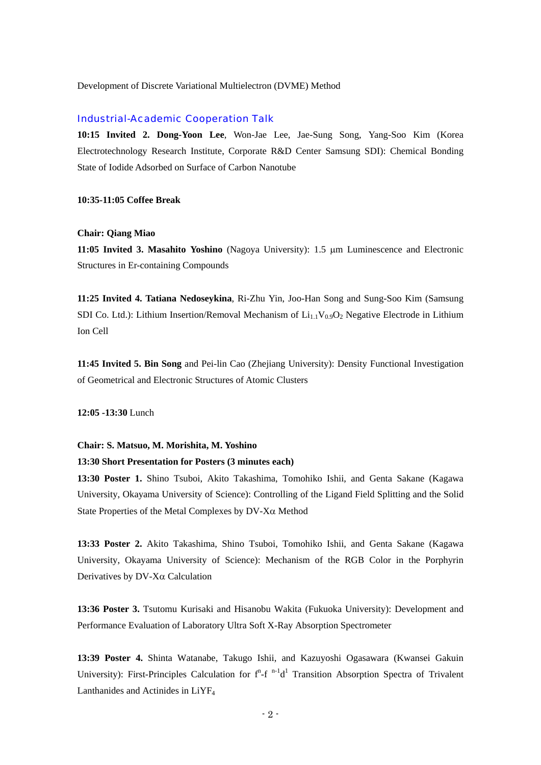Development of Discrete Variational Multielectron (DVME) Method

### Industrial-Academic Cooperation Talk

**10:15 Invited 2. Dong-Yoon Lee**, Won-Jae Lee, Jae-Sung Song, Yang-Soo Kim (Korea Electrotechnology Research Institute, Corporate R&D Center Samsung SDI): Chemical Bonding State of Iodide Adsorbed on Surface of Carbon Nanotube

**10:35-11:05 Coffee Break**

**Chair: Qiang Miao**

**11:05 Invited 3. Masahito Yoshino** (Nagoya University): 1.5 μm Luminescence and Electronic Structures in Er-containing Compounds

**11:25 Invited 4. Tatiana Nedoseykina**, Ri-Zhu Yin, Joo-Han Song and Sung-Soo Kim (Samsung SDI Co. Ltd.): Lithium Insertion/Removal Mechanism of $Li_{1.1}V_{0.9}O_2$ Negative Electrode in Lithium Ion Cell

**11:45 Invited 5. Bin Song** and Pei-lin Cao (Zhejiang University): Density Functional Investigation of Geometrical and Electronic Structures of Atomic Clusters

**12:05 -13:30** Lunch

**Chair: S. Matsuo, M. Morishita, M. Yoshino**

**13:30 Short Presentation for Posters (3 minutes each)**

**13:30 Poster 1.** Shino Tsuboi, Akito Takashima, Tomohiko Ishii, and Genta Sakane (Kagawa University, Okayama University of Science): Controlling of the Ligand Field Splitting and the Solid State Properties of the Metal Complexes by DV-Xα Method

**13:33 Poster 2.** Akito Takashima, Shino Tsuboi, Tomohiko Ishii, and Genta Sakane (Kagawa University, Okayama University of Science): Mechanism of the RGB Color in the Porphyrin Derivatives by DV-Xα Calculation

**13:36 Poster 3.** Tsutomu Kurisaki and Hisanobu Wakita (Fukuoka University): Development and Performance Evaluation of Laboratory Ultra Soft X-Ray Absorption Spectrometer

**13:39 Poster 4.** Shinta Watanabe, Takugo Ishii, and Kazuyoshi Ogasawara (Kwansei Gakuin University): First-Principles Calculation for $f^n$-$f^{n-1}d^1$ Transition Absorption Spectra of Trivalent Lanthanides and Actinides in $LiYF_4$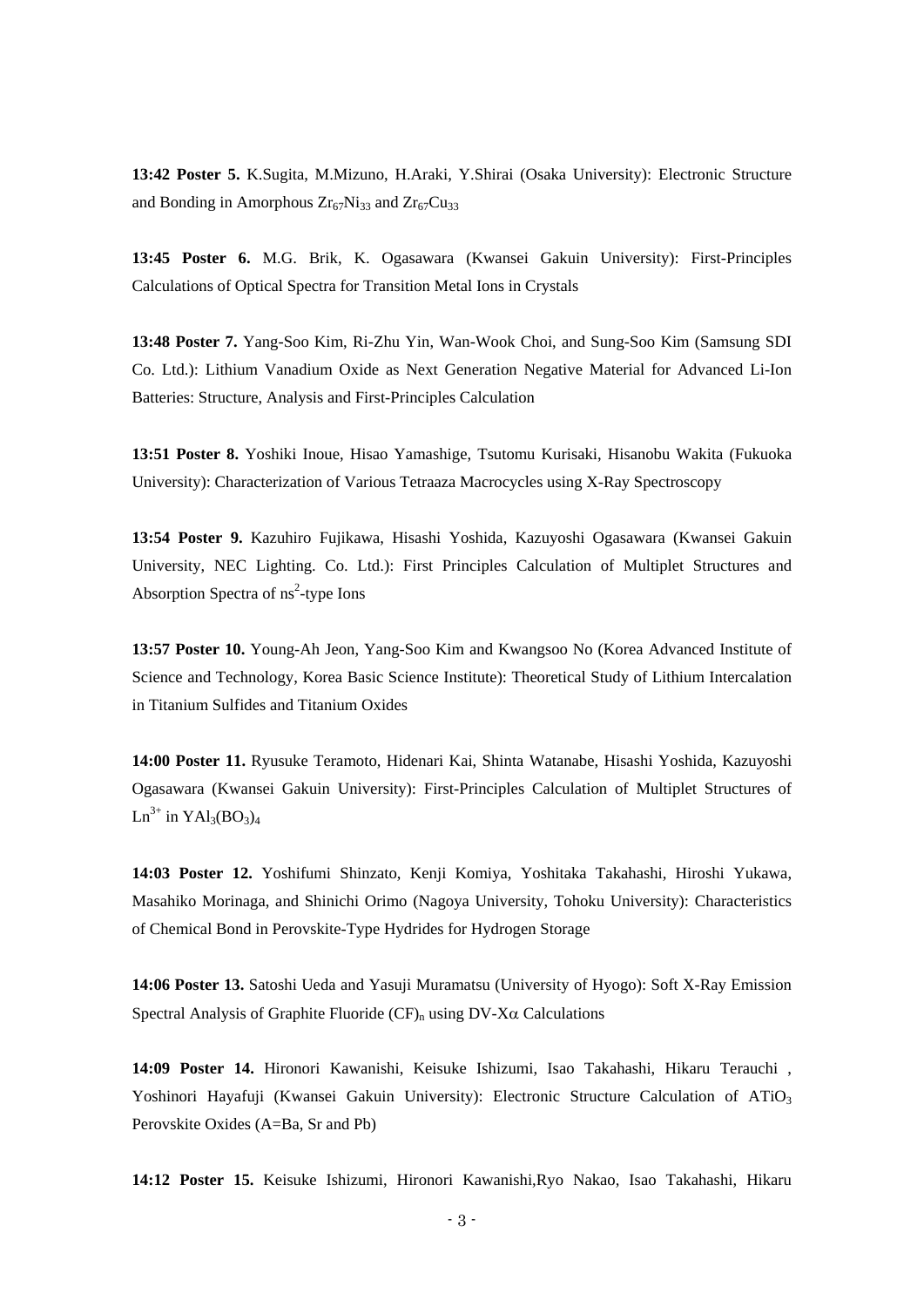**13:42 Poster 5.** K.Sugita, M.Mizuno, H.Araki, Y.Shirai (Osaka University): Electronic Structure and Bonding in Amorphous $Zr_{67}Ni_{33}$ and $Zr_{67}Cu_{33}$

**13:45 Poster 6.** M.G. Brik, K. Ogasawara (Kwansei Gakuin University): First-Principles Calculations of Optical Spectra for Transition Metal Ions in Crystals

**13:48 Poster 7.** Yang-Soo Kim, Ri-Zhu Yin, Wan-Wook Choi, and Sung-Soo Kim (Samsung SDI Co. Ltd.): Lithium Vanadium Oxide as Next Generation Negative Material for Advanced Li-Ion Batteries: Structure, Analysis and First-Principles Calculation

**13:51 Poster 8.** Yoshiki Inoue, Hisao Yamashige, Tsutomu Kurisaki, Hisanobu Wakita (Fukuoka University): Characterization of Various Tetraaza Macrocycles using X-Ray Spectroscopy

**13:54 Poster 9.** Kazuhiro Fujikawa, Hisashi Yoshida, Kazuyoshi Ogasawara (Kwansei Gakuin University, NEC Lighting. Co. Ltd.): First Principles Calculation of Multiplet Structures and Absorption Spectra of $ns^2$-type Ions

**13:57 Poster 10.** Young-Ah Jeon, Yang-Soo Kim and Kwangsoo No (Korea Advanced Institute of Science and Technology, Korea Basic Science Institute): Theoretical Study of Lithium Intercalation in Titanium Sulfides and Titanium Oxides

**14:00 Poster 11.** Ryusuke Teramoto, Hidenari Kai, Shinta Watanabe, Hisashi Yoshida, Kazuyoshi Ogasawara (Kwansei Gakuin University): First-Principles Calculation of Multiplet Structures of $Ln^{3+}$ in $YAl_3(BO_3)_4$

**14:03 Poster 12.** Yoshifumi Shinzato, Kenji Komiya, Yoshitaka Takahashi, Hiroshi Yukawa, Masahiko Morinaga, and Shinichi Orimo (Nagoya University, Tohoku University): Characteristics of Chemical Bond in Perovskite-Type Hydrides for Hydrogen Storage

**14:06 Poster 13.** Satoshi Ueda and Yasuji Muramatsu (University of Hyogo): Soft X-Ray Emission Spectral Analysis of Graphite Fluoride $(CF)_n$ using DV-X$\alpha$ Calculations

**14:09 Poster 14.** Hironori Kawanishi, Keisuke Ishizumi, Isao Takahashi, Hikaru Terauchi , Yoshinori Hayafuji (Kwansei Gakuin University): Electronic Structure Calculation of $ATiO_3$ Perovskite Oxides (A=Ba, Sr and Pb)

**14:12 Poster 15.** Keisuke Ishizumi, Hironori Kawanishi,Ryo Nakao, Isao Takahashi, Hikaru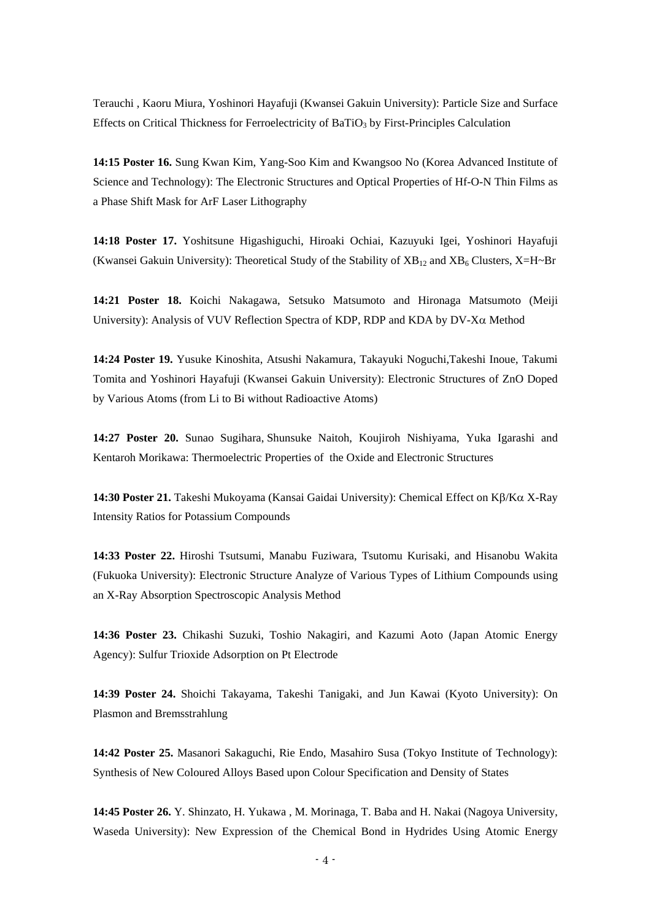Terauchi , Kaoru Miura, Yoshinori Hayafuji (Kwansei Gakuin University): Particle Size and Surface Effects on Critical Thickness for Ferroelectricity of $BaTiO_3$ by First-Principles Calculation

**14:15 Poster 16.** Sung Kwan Kim, Yang-Soo Kim and Kwangsoo No (Korea Advanced Institute of Science and Technology): The Electronic Structures and Optical Properties of Hf-O-N Thin Films as a Phase Shift Mask for ArF Laser Lithography

**14:18 Poster 17.** Yoshitsune Higashiguchi, Hiroaki Ochiai, Kazuyuki Igei, Yoshinori Hayafuji (Kwansei Gakuin University): Theoretical Study of the Stability of $XB_{12}$ and $XB_6$ Clusters, X=H~Br

**14:21 Poster 18.** Koichi Nakagawa, Setsuko Matsumoto and Hironaga Matsumoto (Meiji University): Analysis of VUV Reflection Spectra of KDP, RDP and KDA by DV-X$\alpha$ Method

**14:24 Poster 19.** Yusuke Kinoshita, Atsushi Nakamura, Takayuki Noguchi,Takeshi Inoue, Takumi Tomita and Yoshinori Hayafuji (Kwansei Gakuin University): Electronic Structures of ZnO Doped by Various Atoms (from Li to Bi without Radioactive Atoms)

**14:27 Poster 20.** Sunao Sugihara, Shunsuke Naitoh, Koujiroh Nishiyama, Yuka Igarashi and Kentaroh Morikawa: Thermoelectric Properties of the Oxide and Electronic Structures

**14:30 Poster 21.** Takeshi Mukoyama (Kansai Gaidai University): Chemical Effect on K$\beta$/K$\alpha$ X-Ray Intensity Ratios for Potassium Compounds

**14:33 Poster 22.** Hiroshi Tsutsumi, Manabu Fuziwara, Tsutomu Kurisaki, and Hisanobu Wakita (Fukuoka University): Electronic Structure Analyze of Various Types of Lithium Compounds using an X-Ray Absorption Spectroscopic Analysis Method

**14:36 Poster 23.** Chikashi Suzuki, Toshio Nakagiri, and Kazumi Aoto (Japan Atomic Energy Agency): Sulfur Trioxide Adsorption on Pt Electrode

**14:39 Poster 24.** Shoichi Takayama, Takeshi Tanigaki, and Jun Kawai (Kyoto University): On Plasmon and Bremsstrahlung

**14:42 Poster 25.** Masanori Sakaguchi, Rie Endo, Masahiro Susa (Tokyo Institute of Technology): Synthesis of New Coloured Alloys Based upon Colour Specification and Density of States

**14:45 Poster 26.** Y. Shinzato, H. Yukawa , M. Morinaga, T. Baba and H. Nakai (Nagoya University, Waseda University): New Expression of the Chemical Bond in Hydrides Using Atomic Energy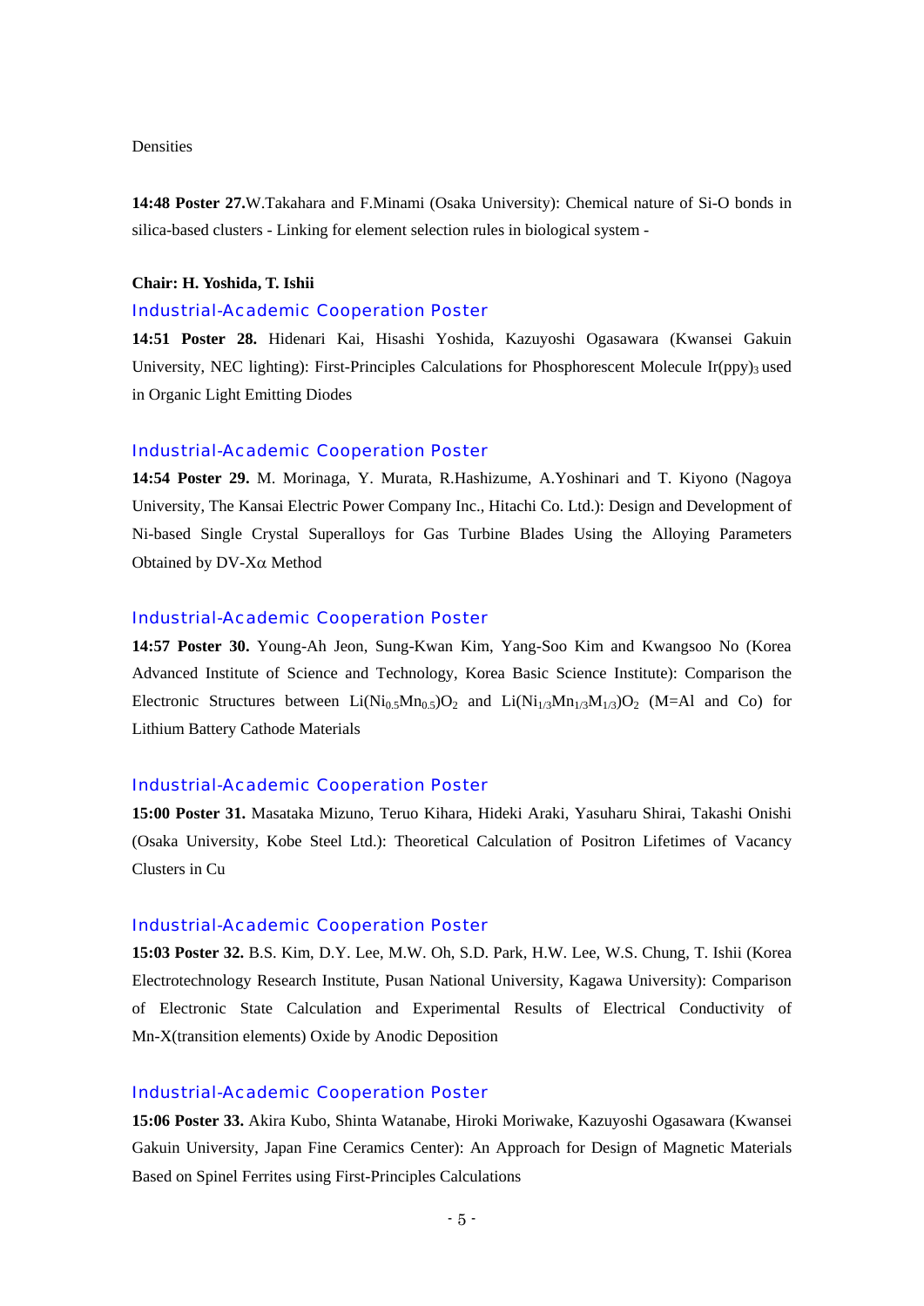Densities

**14:48 Poster 27.**W.Takahara and F.Minami (Osaka University): Chemical nature of Si-O bonds in silica-based clusters - Linking for element selection rules in biological system -

**Chair: H. Yoshida, T. Ishii**

Industrial-Academic Cooperation Poster

**14:51 Poster 28.** Hidenari Kai, Hisashi Yoshida, Kazuyoshi Ogasawara (Kwansei Gakuin University, NEC lighting): First-Principles Calculations for Phosphorescent Molecule $Ir(ppy)_3$ used in Organic Light Emitting Diodes

Industrial-Academic Cooperation Poster

**14:54 Poster 29.** M. Morinaga, Y. Murata, R.Hashizume, A.Yoshinari and T. Kiyono (Nagoya University, The Kansai Electric Power Company Inc., Hitachi Co. Ltd.): Design and Development of Ni-based Single Crystal Superalloys for Gas Turbine Blades Using the Alloying Parameters Obtained by DV-X$\alpha$ Method

Industrial-Academic Cooperation Poster

**14:57 Poster 30.** Young-Ah Jeon, Sung-Kwan Kim, Yang-Soo Kim and Kwangsoo No (Korea Advanced Institute of Science and Technology, Korea Basic Science Institute): Comparison the Electronic Structures between $Li(Ni_{0.5}Mn_{0.5})O_2$ and $Li(Ni_{1/3}Mn_{1/3}M_{1/3})O_2$ (M=Al and Co) for Lithium Battery Cathode Materials

Industrial-Academic Cooperation Poster

**15:00 Poster 31.** Masataka Mizuno, Teruo Kihara, Hideki Araki, Yasuharu Shirai, Takashi Onishi (Osaka University, Kobe Steel Ltd.): Theoretical Calculation of Positron Lifetimes of Vacancy Clusters in Cu

Industrial-Academic Cooperation Poster

**15:03 Poster 32.** B.S. Kim, D.Y. Lee, M.W. Oh, S.D. Park, H.W. Lee, W.S. Chung, T. Ishii (Korea Electrotechnology Research Institute, Pusan National University, Kagawa University): Comparison of Electronic State Calculation and Experimental Results of Electrical Conductivity of Mn-X(transition elements) Oxide by Anodic Deposition

Industrial-Academic Cooperation Poster

**15:06 Poster 33.** Akira Kubo, Shinta Watanabe, Hiroki Moriwake, Kazuyoshi Ogasawara (Kwansei Gakuin University, Japan Fine Ceramics Center): An Approach for Design of Magnetic Materials Based on Spinel Ferrites using First-Principles Calculations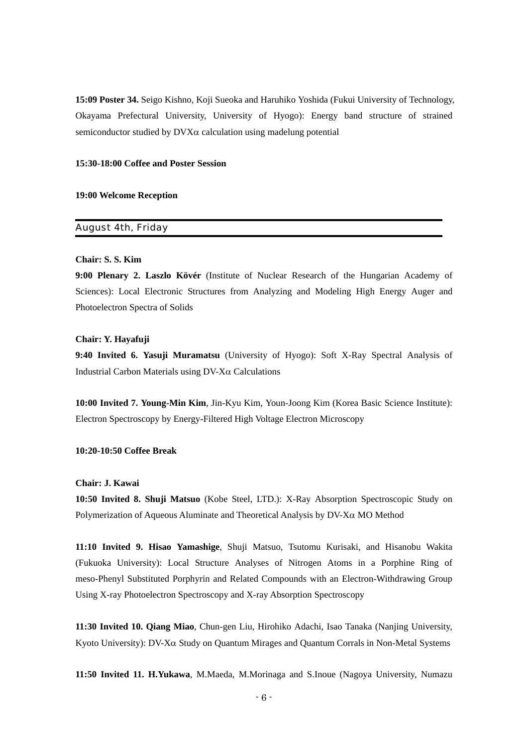**15:09 Poster 34.** Seigo Kishno, Koji Sueoka and Haruhiko Yoshida (Fukui University of Technology, Okayama Prefectural University, University of Hyogo): Energy band structure of strained semiconductor studied by DVX$\alpha$ calculation using madelung potential

**15:30-18:00 Coffee and Poster Session**

**19:00 Welcome Reception**

## August 4th, Friday

**Chair: S. S. Kim**

**9:00 Plenary 2. Laszlo Kövér** (Institute of Nuclear Research of the Hungarian Academy of Sciences): Local Electronic Structures from Analyzing and Modeling High Energy Auger and Photoelectron Spectra of Solids

**Chair: Y. Hayafuji**

**9:40 Invited 6. Yasuji Muramatsu** (University of Hyogo): Soft X-Ray Spectral Analysis of Industrial Carbon Materials using DV-X$\alpha$ Calculations

**10:00 Invited 7. Young-Min Kim**, Jin-Kyu Kim, Youn-Joong Kim (Korea Basic Science Institute): Electron Spectroscopy by Energy-Filtered High Voltage Electron Microscopy

**10:20-10:50 Coffee Break**

**Chair: J. Kawai**

**10:50 Invited 8. Shuji Matsuo** (Kobe Steel, LTD.): X-Ray Absorption Spectroscopic Study on Polymerization of Aqueous Aluminate and Theoretical Analysis by DV-X$\alpha$ MO Method

**11:10 Invited 9. Hisao Yamashige**, Shuji Matsuo, Tsutomu Kurisaki, and Hisanobu Wakita (Fukuoka University): Local Structure Analyses of Nitrogen Atoms in a Porphine Ring of meso-Phenyl Substituted Porphyrin and Related Compounds with an Electron-Withdrawing Group Using X-ray Photoelectron Spectroscopy and X-ray Absorption Spectroscopy

**11:30 Invited 10. Qiang Miao**, Chun-gen Liu, Hirohiko Adachi, Isao Tanaka (Nanjing University, Kyoto University): DV-X$\alpha$ Study on Quantum Mirages and Quantum Corrals in Non-Metal Systems

**11:50 Invited 11. H.Yukawa**, M.Maeda, M.Morinaga and S.Inoue (Nagoya University, Numazu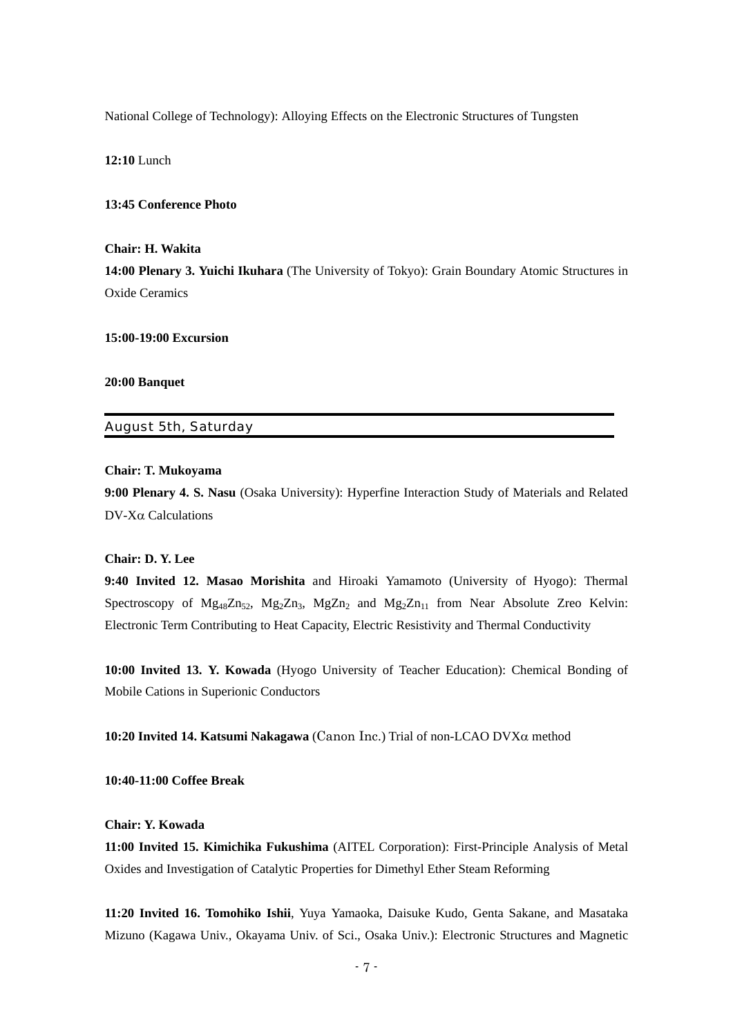National College of Technology): Alloying Effects on the Electronic Structures of Tungsten

**12:10** Lunch

**13:45 Conference Photo**

**Chair: H. Wakita**

**14:00 Plenary 3. Yuichi Ikuhara** (The University of Tokyo): Grain Boundary Atomic Structures in Oxide Ceramics

**15:00-19:00 Excursion**

**20:00 Banquet**

## August 5th, Saturday

**Chair: T. Mukoyama**

**9:00 Plenary 4. S. Nasu** (Osaka University): Hyperfine Interaction Study of Materials and Related DV-X$\alpha$ Calculations

**Chair: D. Y. Lee**

**9:40 Invited 12. Masao Morishita** and Hiroaki Yamamoto (University of Hyogo): Thermal Spectroscopy of $Mg_{48}Zn_{52}$, $Mg_2Zn_3$, $MgZn_2$ and $Mg_2Zn_{11}$ from Near Absolute Zreo Kelvin: Electronic Term Contributing to Heat Capacity, Electric Resistivity and Thermal Conductivity

**10:00 Invited 13. Y. Kowada** (Hyogo University of Teacher Education): Chemical Bonding of Mobile Cations in Superionic Conductors

**10:20 Invited 14. Katsumi Nakagawa** (Canon Inc.) Trial of non-LCAO DVX$\alpha$ method

**10:40-11:00 Coffee Break**

**Chair: Y. Kowada**

**11:00 Invited 15. Kimichika Fukushima** (AITEL Corporation): First-Principle Analysis of Metal Oxides and Investigation of Catalytic Properties for Dimethyl Ether Steam Reforming

**11:20 Invited 16. Tomohiko Ishii**, Yuya Yamaoka, Daisuke Kudo, Genta Sakane, and Masataka Mizuno (Kagawa Univ., Okayama Univ. of Sci., Osaka Univ.): Electronic Structures and Magnetic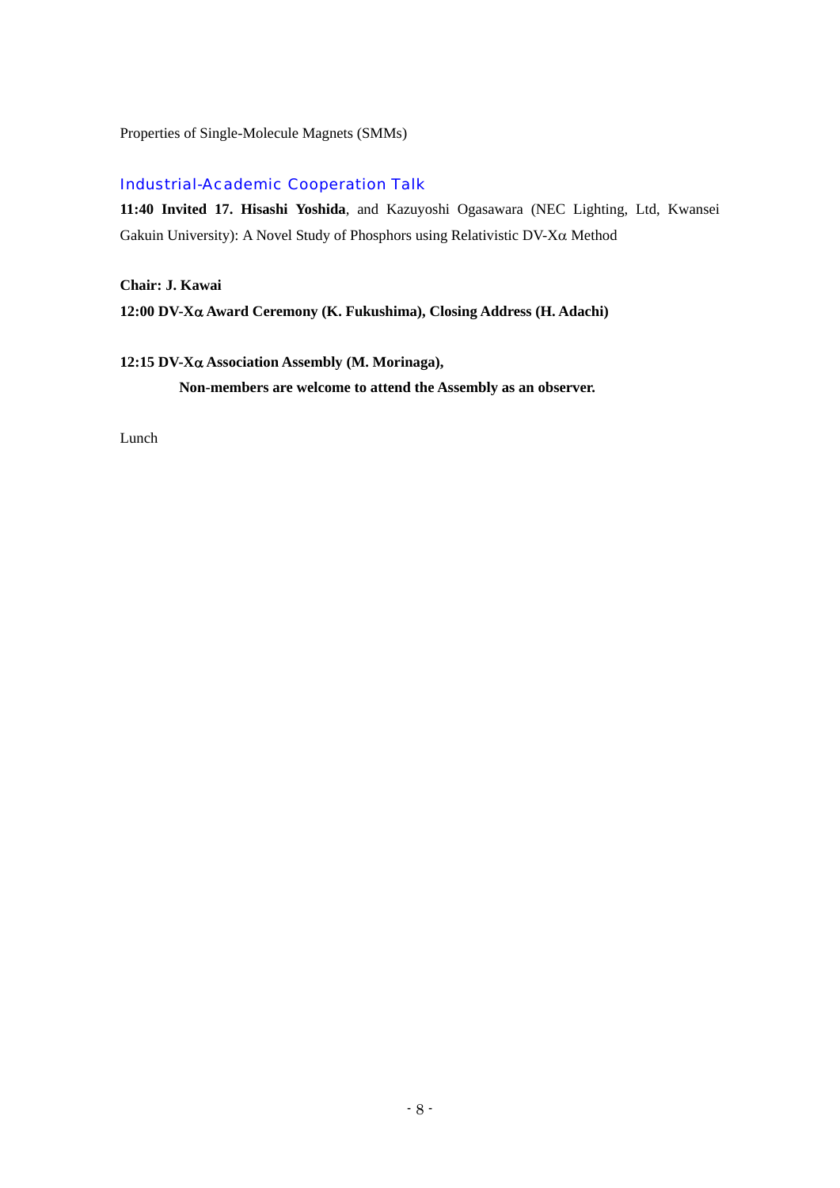Properties of Single-Molecule Magnets (SMMs)

## Industrial-Academic Cooperation Talk

**11:40 Invited 17. Hisashi Yoshida**, and Kazuyoshi Ogasawara (NEC Lighting, Ltd, Kwansei Gakuin University): A Novel Study of Phosphors using Relativistic DV-X$\alpha$ Method

**Chair: J. Kawai**

**12:00 DV-X$\alpha$ Award Ceremony (K. Fukushima), Closing Address (H. Adachi)**

**12:15 DV-X$\alpha$ Association Assembly (M. Morinaga),**

**Non-members are welcome to attend the Assembly as an observer.**

Lunch